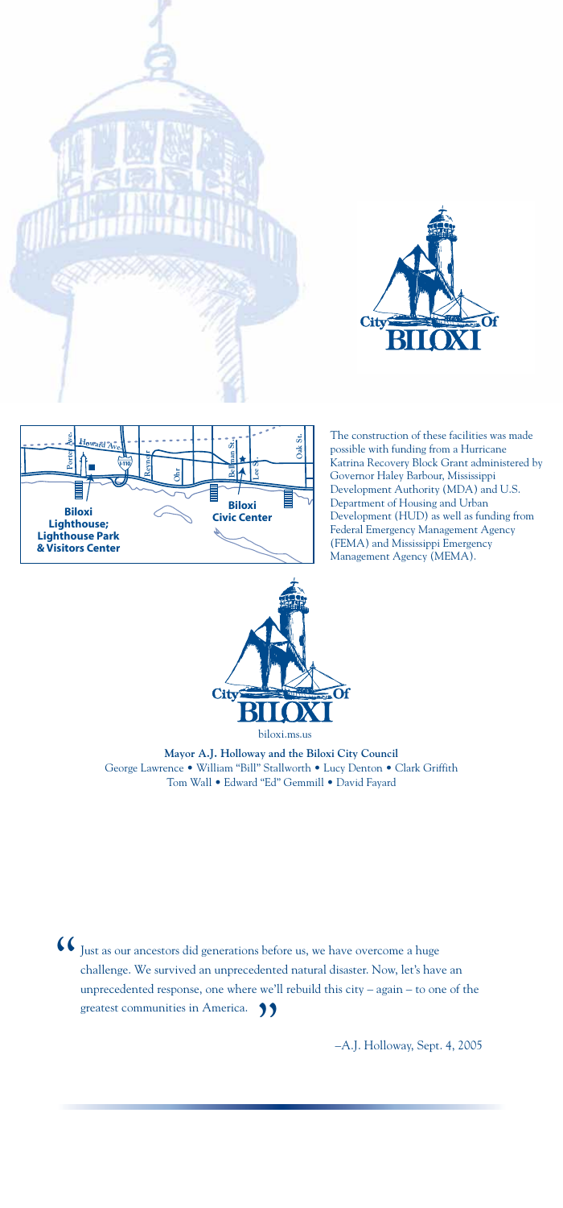The construction of these facilities was made possible with funding from a Hurricane Katrina Recovery Block Grant administered by Governor Haley Barbour, Mississippi Development Authority (MDA) and U.S. Department of Housing and Urban Development (HUD) as well as funding from Federal Emergency Management Agency (FEMA) and Mississippi Emergency Management Agency (MEMA).

biloxi.ms.us

**Mayor A.J. Holloway and the Biloxi City Council**

George Lawrence • William "Bill" Stallworth • Lucy Denton • Clark Griffith
Tom Wall • Edward "Ed" Gemmill • David Fayard

> "Just as our ancestors did generations before us, we have overcome a huge challenge. We survived an unprecedented natural disaster. Now, let's have an unprecedented response, one where we'll rebuild this city – again – to one of the greatest communities in America."
>
> –A.J. Holloway, Sept. 4, 2005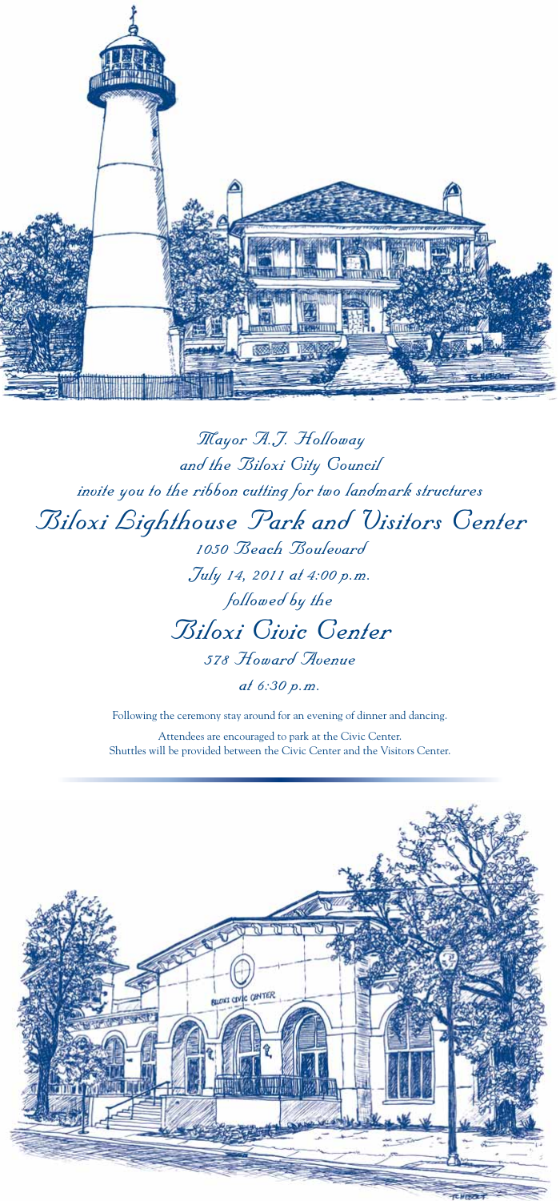*Mayor A.J. Holloway*
*and the Biloxi City Council*
*invite you to the ribbon cutting for two landmark structures*

## *Biloxi Lighthouse Park and Visitors Center*

*1050 Beach Boulevard*
*July 14, 2011 at 4:00 p.m.*
*followed by the*

## *Biloxi Civic Center*

*578 Howard Avenue*
*at 6:30 p.m.*

Following the ceremony stay around for an evening of dinner and dancing.

Attendees are encouraged to park at the Civic Center.
Shuttles will be provided between the Civic Center and the Visitors Center.